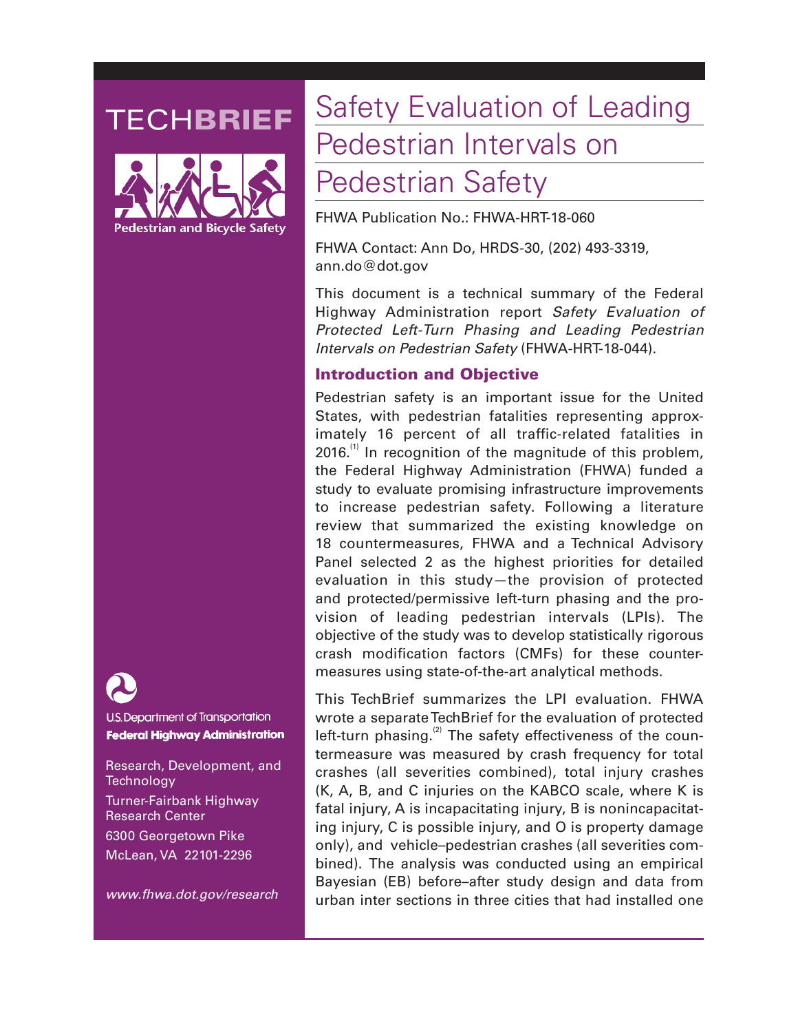# Safety Evaluation of Leading Pedestrian Intervals on Pedestrian Safety

TECHBRIEF

Pedestrian and Bicycle Safety

FHWA Publication No.: FHWA-HRT-18-060

FHWA Contact: Ann Do, HRDS-30, (202) 493-3319, ann.do@dot.gov

This document is a technical summary of the Federal Highway Administration report *Safety Evaluation of Protected Left-Turn Phasing and Leading Pedestrian Intervals on Pedestrian Safety* (FHWA-HRT-18-044).

## Introduction and Objective

Pedestrian safety is an important issue for the United States, with pedestrian fatalities representing approximately 16 percent of all traffic-related fatalities in 2016.[1] In recognition of the magnitude of this problem, the Federal Highway Administration (FHWA) funded a study to evaluate promising infrastructure improvements to increase pedestrian safety. Following a literature review that summarized the existing knowledge on 18 countermeasures, FHWA and a Technical Advisory Panel selected 2 as the highest priorities for detailed evaluation in this study—the provision of protected and protected/permissive left-turn phasing and the provision of leading pedestrian intervals (LPIs). The objective of the study was to develop statistically rigorous crash modification factors (CMFs) for these countermeasures using state-of-the-art analytical methods.

This TechBrief summarizes the LPI evaluation. FHWA wrote a separate TechBrief for the evaluation of protected left-turn phasing.[2] The safety effectiveness of the countermeasure was measured by crash frequency for total crashes (all severities combined), total injury crashes (K, A, B, and C injuries on the KABCO scale, where K is fatal injury, A is incapacitating injury, B is nonincapacitating injury, C is possible injury, and O is property damage only), and vehicle–pedestrian crashes (all severities combined). The analysis was conducted using an empirical Bayesian (EB) before–after study design and data from urban inter sections in three cities that had installed one

U.S. Department of Transportation
Federal Highway Administration

Research, Development, and Technology

Turner-Fairbank Highway Research Center

6300 Georgetown Pike

McLean, VA 22101-2296

*www.fhwa.dot.gov/research*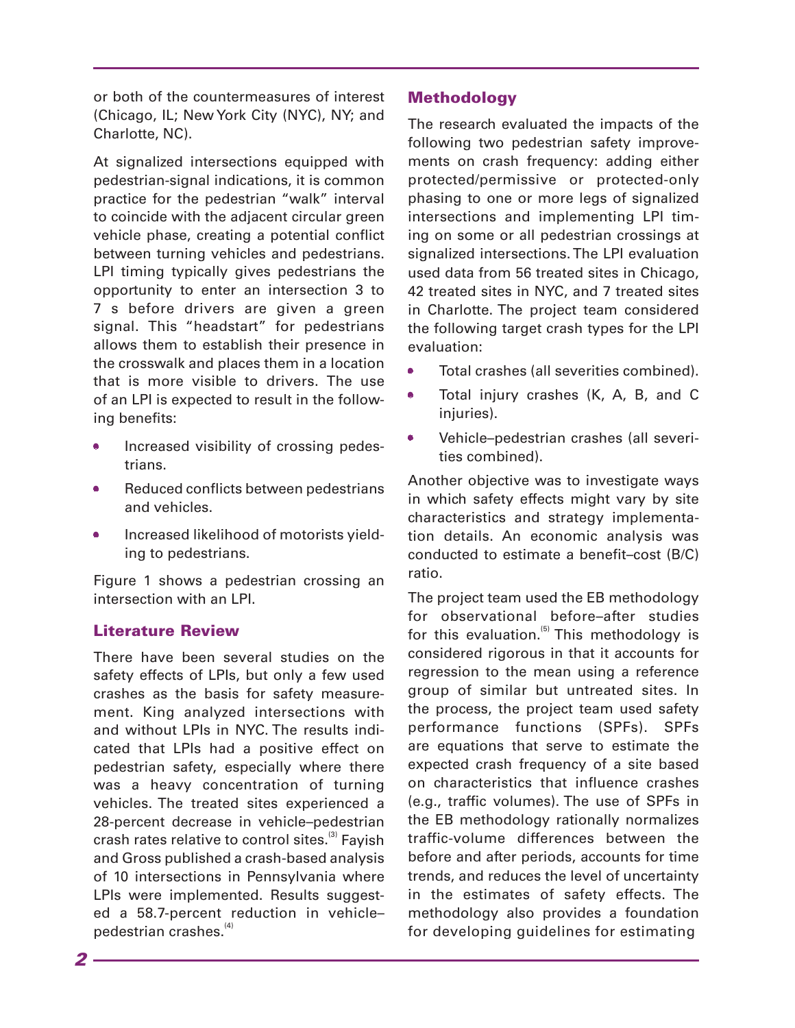or both of the countermeasures of interest (Chicago, IL; New York City (NYC), NY; and Charlotte, NC).

At signalized intersections equipped with pedestrian-signal indications, it is common practice for the pedestrian "walk" interval to coincide with the adjacent circular green vehicle phase, creating a potential conflict between turning vehicles and pedestrians. LPI timing typically gives pedestrians the opportunity to enter an intersection 3 to 7 s before drivers are given a green signal. This "headstart" for pedestrians allows them to establish their presence in the crosswalk and places them in a location that is more visible to drivers. The use of an LPI is expected to result in the following benefits:

- Increased visibility of crossing pedestrians.
- Reduced conflicts between pedestrians and vehicles.
- Increased likelihood of motorists yielding to pedestrians.

Figure 1 shows a pedestrian crossing an intersection with an LPI.

## Literature Review

There have been several studies on the safety effects of LPIs, but only a few used crashes as the basis for safety measurement. King analyzed intersections with and without LPIs in NYC. The results indicated that LPIs had a positive effect on pedestrian safety, especially where there was a heavy concentration of turning vehicles. The treated sites experienced a 28-percent decrease in vehicle–pedestrian crash rates relative to control sites.[3] Fayish and Gross published a crash-based analysis of 10 intersections in Pennsylvania where LPIs were implemented. Results suggested a 58.7-percent reduction in vehicle–pedestrian crashes.[4]

## Methodology

The research evaluated the impacts of the following two pedestrian safety improvements on crash frequency: adding either protected/permissive or protected-only phasing to one or more legs of signalized intersections and implementing LPI timing on some or all pedestrian crossings at signalized intersections. The LPI evaluation used data from 56 treated sites in Chicago, 42 treated sites in NYC, and 7 treated sites in Charlotte. The project team considered the following target crash types for the LPI evaluation:

- Total crashes (all severities combined).
- Total injury crashes (K, A, B, and C injuries).
- Vehicle–pedestrian crashes (all severities combined).

Another objective was to investigate ways in which safety effects might vary by site characteristics and strategy implementation details. An economic analysis was conducted to estimate a benefit–cost (B/C) ratio.

The project team used the EB methodology for observational before–after studies for this evaluation.[5] This methodology is considered rigorous in that it accounts for regression to the mean using a reference group of similar but untreated sites. In the process, the project team used safety performance functions (SPFs). SPFs are equations that serve to estimate the expected crash frequency of a site based on characteristics that influence crashes (e.g., traffic volumes). The use of SPFs in the EB methodology rationally normalizes traffic-volume differences between the before and after periods, accounts for time trends, and reduces the level of uncertainty in the estimates of safety effects. The methodology also provides a foundation for developing guidelines for estimating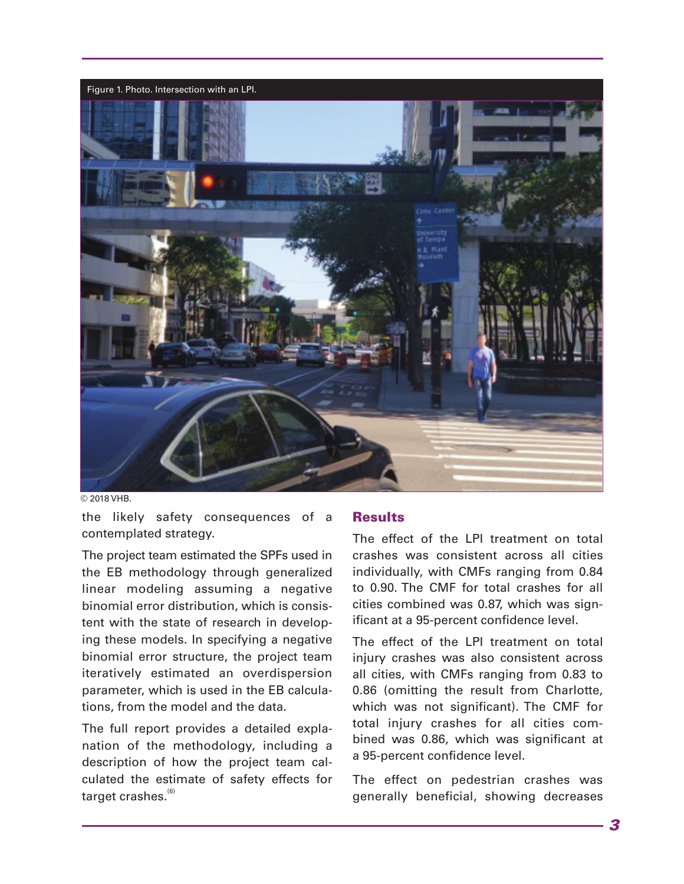Figure 1. Photo. Intersection with an LPI.

© 2018 VHB.

the likely safety consequences of a contemplated strategy.

The project team estimated the SPFs used in the EB methodology through generalized linear modeling assuming a negative binomial error distribution, which is consistent with the state of research in developing these models. In specifying a negative binomial error structure, the project team iteratively estimated an overdispersion parameter, which is used in the EB calculations, from the model and the data.

The full report provides a detailed explanation of the methodology, including a description of how the project team calculated the estimate of safety effects for target crashes.[6]

## Results

The effect of the LPI treatment on total crashes was consistent across all cities individually, with CMFs ranging from 0.84 to 0.90. The CMF for total crashes for all cities combined was 0.87, which was significant at a 95-percent confidence level.

The effect of the LPI treatment on total injury crashes was also consistent across all cities, with CMFs ranging from 0.83 to 0.86 (omitting the result from Charlotte, which was not significant). The CMF for total injury crashes for all cities combined was 0.86, which was significant at a 95-percent confidence level.

The effect on pedestrian crashes was generally beneficial, showing decreases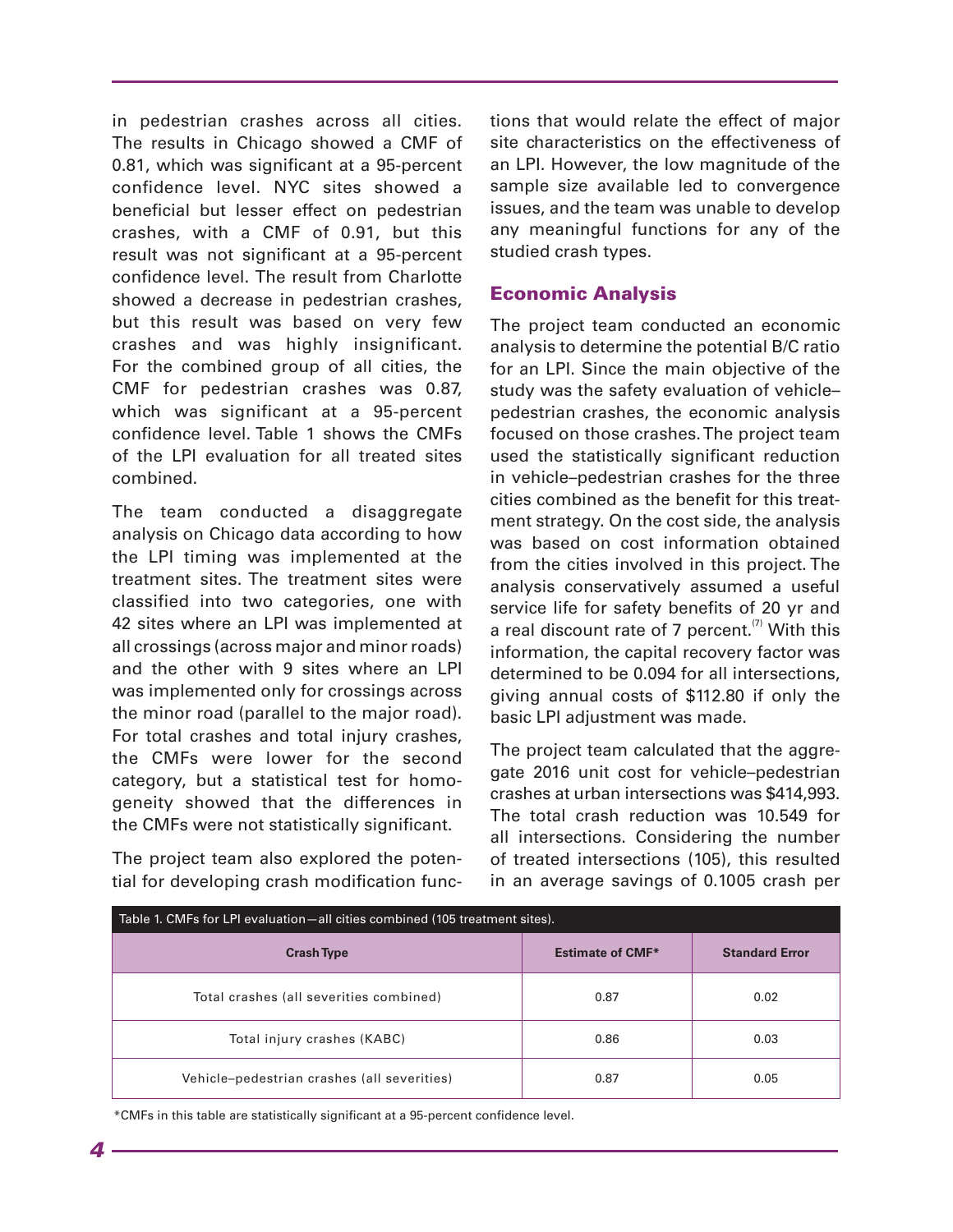in pedestrian crashes across all cities. The results in Chicago showed a CMF of 0.81, which was significant at a 95-percent confidence level. NYC sites showed a beneficial but lesser effect on pedestrian crashes, with a CMF of 0.91, but this result was not significant at a 95-percent confidence level. The result from Charlotte showed a decrease in pedestrian crashes, but this result was based on very few crashes and was highly insignificant. For the combined group of all cities, the CMF for pedestrian crashes was 0.87, which was significant at a 95-percent confidence level. Table 1 shows the CMFs of the LPI evaluation for all treated sites combined.

The team conducted a disaggregate analysis on Chicago data according to how the LPI timing was implemented at the treatment sites. The treatment sites were classified into two categories, one with 42 sites where an LPI was implemented at all crossings (across major and minor roads) and the other with 9 sites where an LPI was implemented only for crossings across the minor road (parallel to the major road). For total crashes and total injury crashes, the CMFs were lower for the second category, but a statistical test for homogeneity showed that the differences in the CMFs were not statistically significant.

The project team also explored the potential for developing crash modification functions that would relate the effect of major site characteristics on the effectiveness of an LPI. However, the low magnitude of the sample size available led to convergence issues, and the team was unable to develop any meaningful functions for any of the studied crash types.

## Economic Analysis

The project team conducted an economic analysis to determine the potential B/C ratio for an LPI. Since the main objective of the study was the safety evaluation of vehicle–pedestrian crashes, the economic analysis focused on those crashes. The project team used the statistically significant reduction in vehicle–pedestrian crashes for the three cities combined as the benefit for this treatment strategy. On the cost side, the analysis was based on cost information obtained from the cities involved in this project. The analysis conservatively assumed a useful service life for safety benefits of 20 yr and a real discount rate of 7 percent.[7] With this information, the capital recovery factor was determined to be 0.094 for all intersections, giving annual costs of $112.80 if only the basic LPI adjustment was made.

The project team calculated that the aggregate 2016 unit cost for vehicle–pedestrian crashes at urban intersections was $414,993. The total crash reduction was 10.549 for all intersections. Considering the number of treated intersections (105), this resulted in an average savings of 0.1005 crash per

Table 1. CMFs for LPI evaluation—all cities combined (105 treatment sites).

| Crash Type | Estimate of CMF* | Standard Error |
|---|---|---|
| Total crashes (all severities combined) | 0.87 | 0.02 |
| Total injury crashes (KABC) | 0.86 | 0.03 |
| Vehicle–pedestrian crashes (all severities) | 0.87 | 0.05 |

*CMFs in this table are statistically significant at a 95-percent confidence level.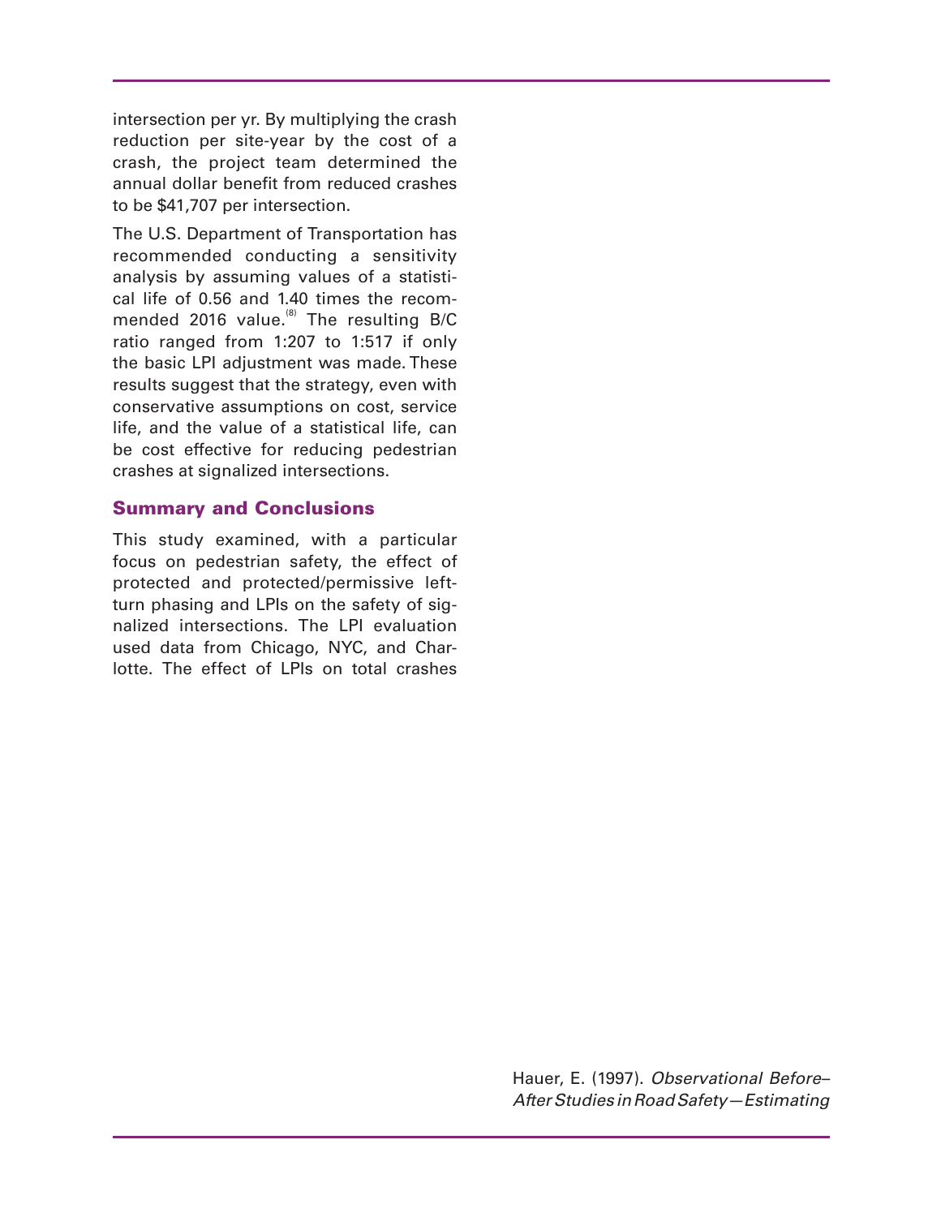intersection per yr. By multiplying the crash reduction per site-year by the cost of a crash, the project team determined the annual dollar benefit from reduced crashes to be $41,707 per intersection.

The U.S. Department of Transportation has recommended conducting a sensitivity analysis by assuming values of a statistical life of 0.56 and 1.40 times the recommended 2016 value.[8] The resulting B/C ratio ranged from 1:207 to 1:517 if only the basic LPI adjustment was made. These results suggest that the strategy, even with conservative assumptions on cost, service life, and the value of a statistical life, can be cost effective for reducing pedestrian crashes at signalized intersections.

## Summary and Conclusions

This study examined, with a particular focus on pedestrian safety, the effect of protected and protected/permissive left-turn phasing and LPIs on the safety of signalized intersections. The LPI evaluation used data from Chicago, NYC, and Charlotte. The effect of LPIs on total crashes

Hauer, E. (1997). *Observational Before–After Studies in Road Safety—Estimating*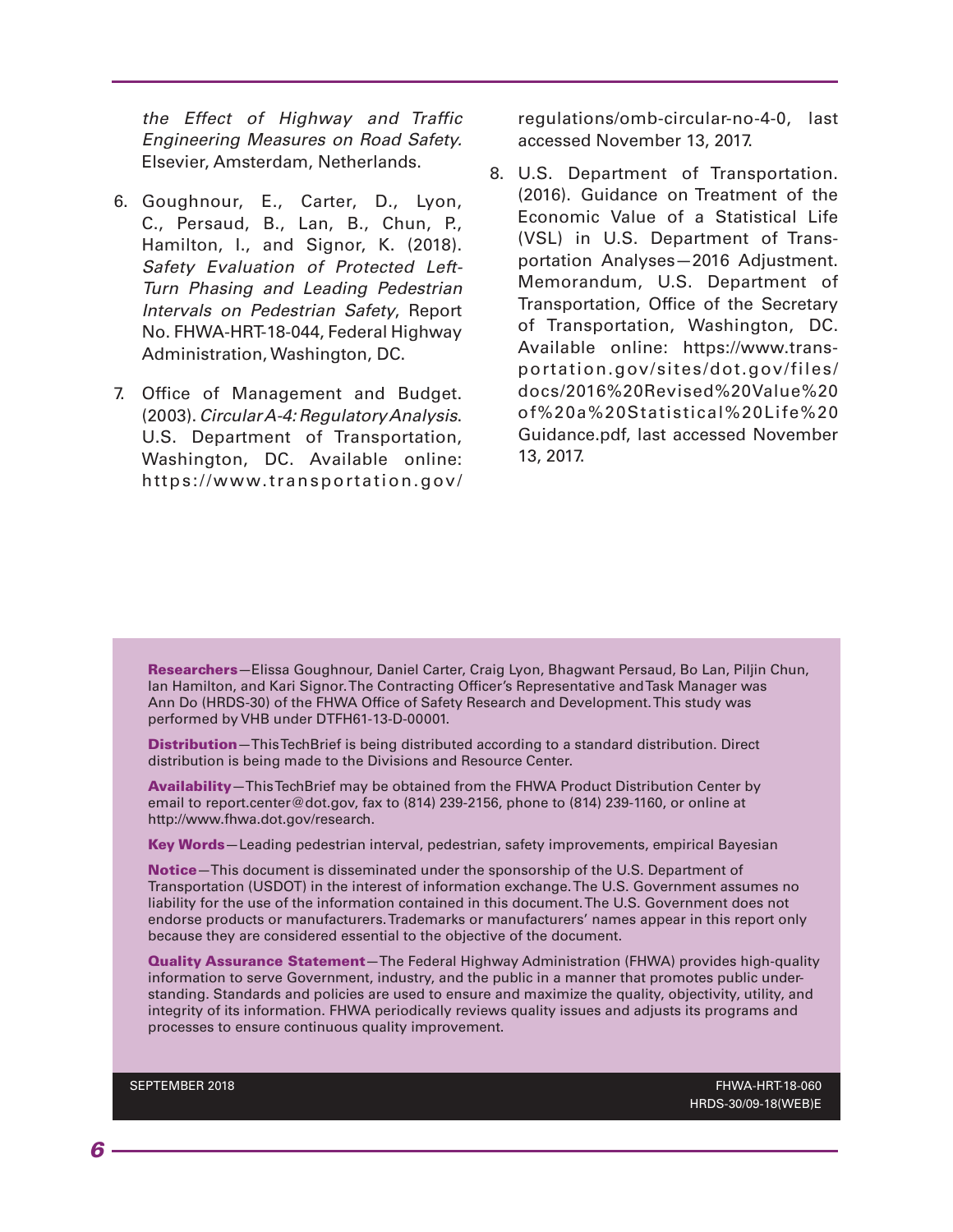*the Effect of Highway and Traffic Engineering Measures on Road Safety*. Elsevier, Amsterdam, Netherlands.

6. Goughnour, E., Carter, D., Lyon, C., Persaud, B., Lan, B., Chun, P., Hamilton, I., and Signor, K. (2018). *Safety Evaluation of Protected Left-Turn Phasing and Leading Pedestrian Intervals on Pedestrian Safety*, Report No. FHWA-HRT-18-044, Federal Highway Administration, Washington, DC.

7. Office of Management and Budget. (2003). *Circular A-4: Regulatory Analysis*. U.S. Department of Transportation, Washington, DC. Available online: https://www.transportation.gov/regulations/omb-circular-no-4-0, last accessed November 13, 2017.

8. U.S. Department of Transportation. (2016). Guidance on Treatment of the Economic Value of a Statistical Life (VSL) in U.S. Department of Transportation Analyses—2016 Adjustment. Memorandum, U.S. Department of Transportation, Office of the Secretary of Transportation, Washington, DC. Available online: https://www.transportation.gov/sites/dot.gov/files/docs/2016%20Revised%20Value%20of%20a%20Statistical%20Life%20Guidance.pdf, last accessed November 13, 2017.

**Researchers**—Elissa Goughnour, Daniel Carter, Craig Lyon, Bhagwant Persaud, Bo Lan, Piljin Chun, Ian Hamilton, and Kari Signor. The Contracting Officer's Representative and Task Manager was Ann Do (HRDS-30) of the FHWA Office of Safety Research and Development. This study was performed by VHB under DTFH61-13-D-00001.

**Distribution**—This TechBrief is being distributed according to a standard distribution. Direct distribution is being made to the Divisions and Resource Center.

**Availability**—This TechBrief may be obtained from the FHWA Product Distribution Center by email to report.center@dot.gov, fax to (814) 239-2156, phone to (814) 239-1160, or online at http://www.fhwa.dot.gov/research.

**Key Words**—Leading pedestrian interval, pedestrian, safety improvements, empirical Bayesian

**Notice**—This document is disseminated under the sponsorship of the U.S. Department of Transportation (USDOT) in the interest of information exchange. The U.S. Government assumes no liability for the use of the information contained in this document. The U.S. Government does not endorse products or manufacturers. Trademarks or manufacturers' names appear in this report only because they are considered essential to the objective of the document.

**Quality Assurance Statement**—The Federal Highway Administration (FHWA) provides high-quality information to serve Government, industry, and the public in a manner that promotes public understanding. Standards and policies are used to ensure and maximize the quality, objectivity, utility, and integrity of its information. FHWA periodically reviews quality issues and adjusts its programs and processes to ensure continuous quality improvement.

SEPTEMBER 2018

FHWA-HRT-18-060
HRDS-30/09-18(WEB)E